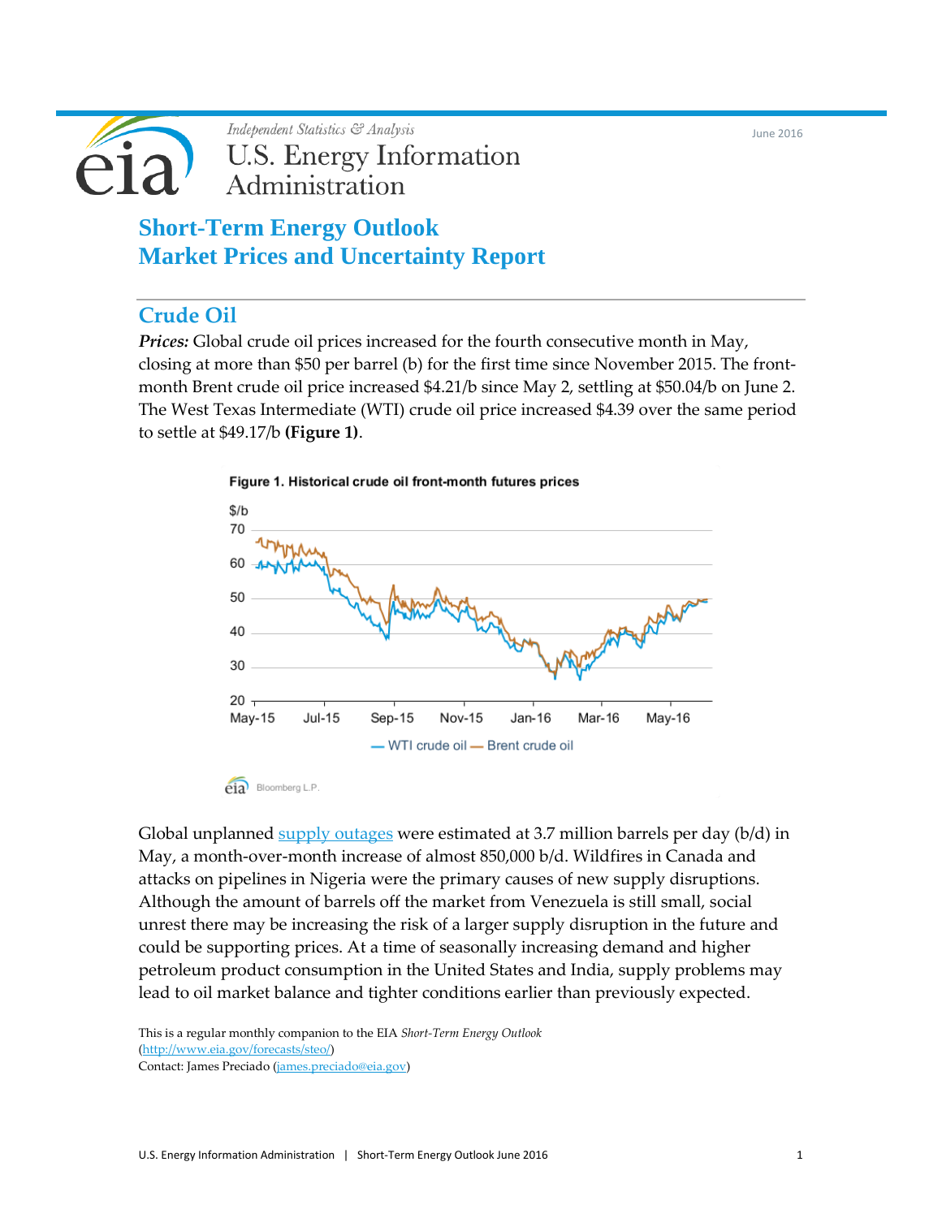Independent Statistics & Analysis

U.S. Energy Information Administration

June 2016

# Short-Term Energy Outlook
# Market Prices and Uncertainty Report

## Crude Oil

***Prices:*** Global crude oil prices increased for the fourth consecutive month in May, closing at more than $50 per barrel (b) for the first time since November 2015. The front-month Brent crude oil price increased $4.21/b since May 2, settling at $50.04/b on June 2. The West Texas Intermediate (WTI) crude oil price increased $4.39 over the same period to settle at $49.17/b **(Figure 1)**.

**Figure 1. Historical crude oil front-month futures prices**

Bloomberg L.P.

Global unplanned supply outages were estimated at 3.7 million barrels per day (b/d) in May, a month-over-month increase of almost 850,000 b/d. Wildfires in Canada and attacks on pipelines in Nigeria were the primary causes of new supply disruptions. Although the amount of barrels off the market from Venezuela is still small, social unrest there may be increasing the risk of a larger supply disruption in the future and could be supporting prices. At a time of seasonally increasing demand and higher petroleum product consumption in the United States and India, supply problems may lead to oil market balance and tighter conditions earlier than previously expected.

This is a regular monthly companion to the EIA *Short-Term Energy Outlook* (http://www.eia.gov/forecasts/steo/)
Contact: James Preciado (james.preciado@eia.gov)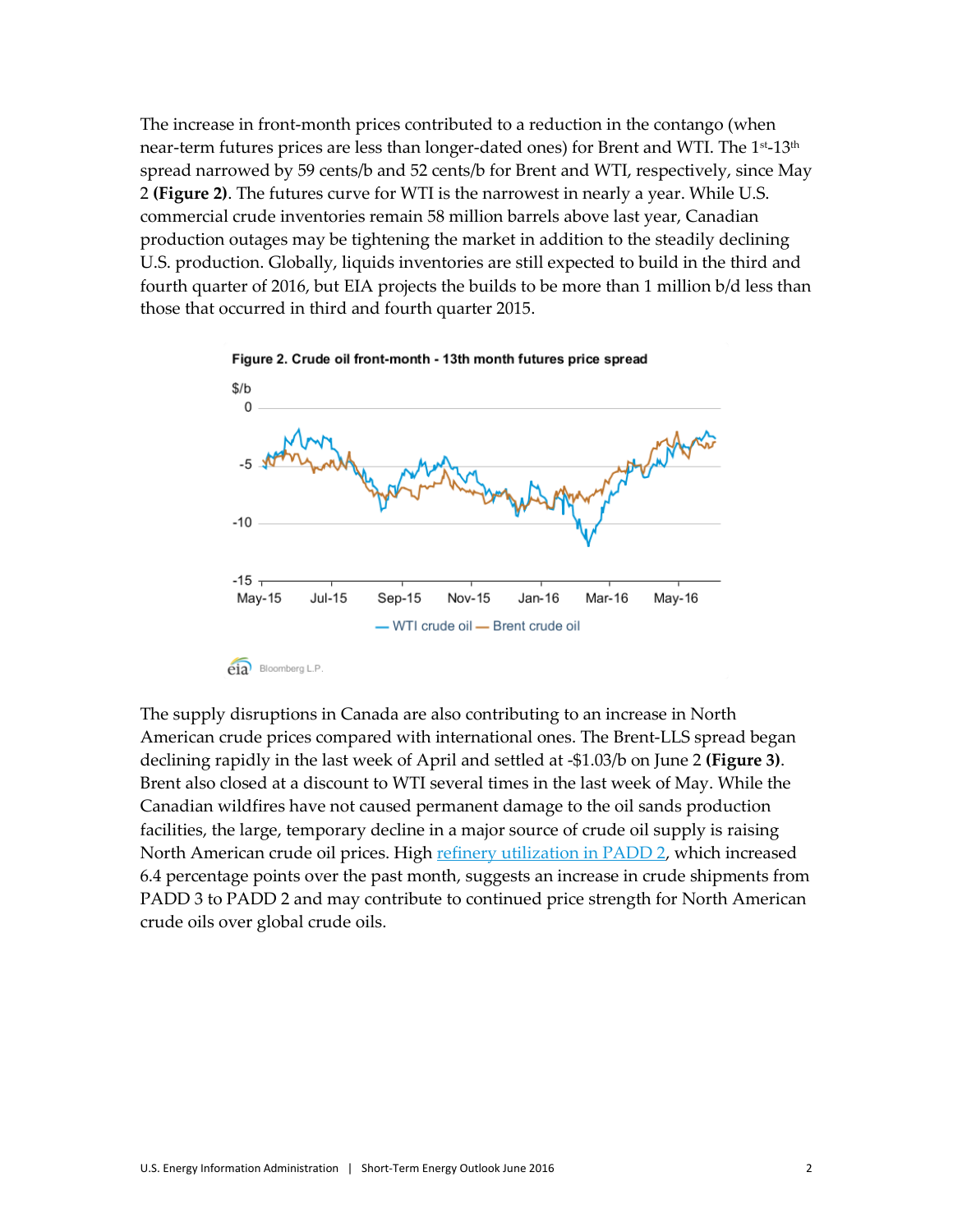The increase in front-month prices contributed to a reduction in the contango (when near-term futures prices are less than longer-dated ones) for Brent and WTI. The 1st-13th spread narrowed by 59 cents/b and 52 cents/b for Brent and WTI, respectively, since May 2 **(Figure 2)**. The futures curve for WTI is the narrowest in nearly a year. While U.S. commercial crude inventories remain 58 million barrels above last year, Canadian production outages may be tightening the market in addition to the steadily declining U.S. production. Globally, liquids inventories are still expected to build in the third and fourth quarter of 2016, but EIA projects the builds to be more than 1 million b/d less than those that occurred in third and fourth quarter 2015.

**Figure 2. Crude oil front-month - 13th month futures price spread**

The supply disruptions in Canada are also contributing to an increase in North American crude prices compared with international ones. The Brent-LLS spread began declining rapidly in the last week of April and settled at -$1.03/b on June 2 **(Figure 3)**. Brent also closed at a discount to WTI several times in the last week of May. While the Canadian wildfires have not caused permanent damage to the oil sands production facilities, the large, temporary decline in a major source of crude oil supply is raising North American crude oil prices. High refinery utilization in PADD 2, which increased 6.4 percentage points over the past month, suggests an increase in crude shipments from PADD 3 to PADD 2 and may contribute to continued price strength for North American crude oils over global crude oils.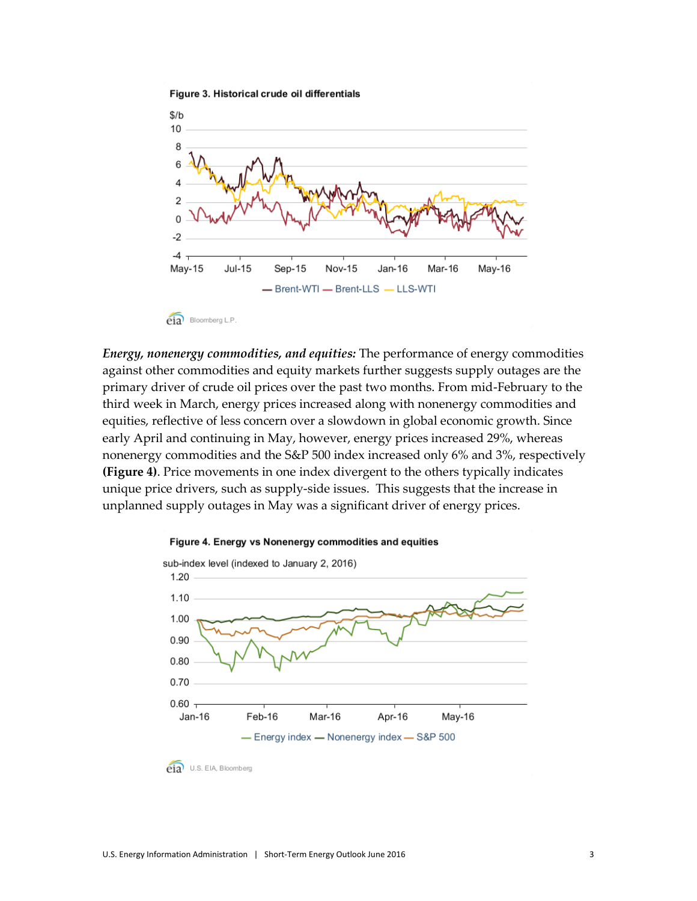**Figure 3. Historical crude oil differentials**

*Energy, nonenergy commodities, and equities:* The performance of energy commodities against other commodities and equity markets further suggests supply outages are the primary driver of crude oil prices over the past two months. From mid-February to the third week in March, energy prices increased along with nonenergy commodities and equities, reflective of less concern over a slowdown in global economic growth. Since early April and continuing in May, however, energy prices increased 29%, whereas nonenergy commodities and the S&P 500 index increased only 6% and 3%, respectively **(Figure 4)**. Price movements in one index divergent to the others typically indicates unique price drivers, such as supply-side issues. This suggests that the increase in unplanned supply outages in May was a significant driver of energy prices.

**Figure 4. Energy vs Nonenergy commodities and equities**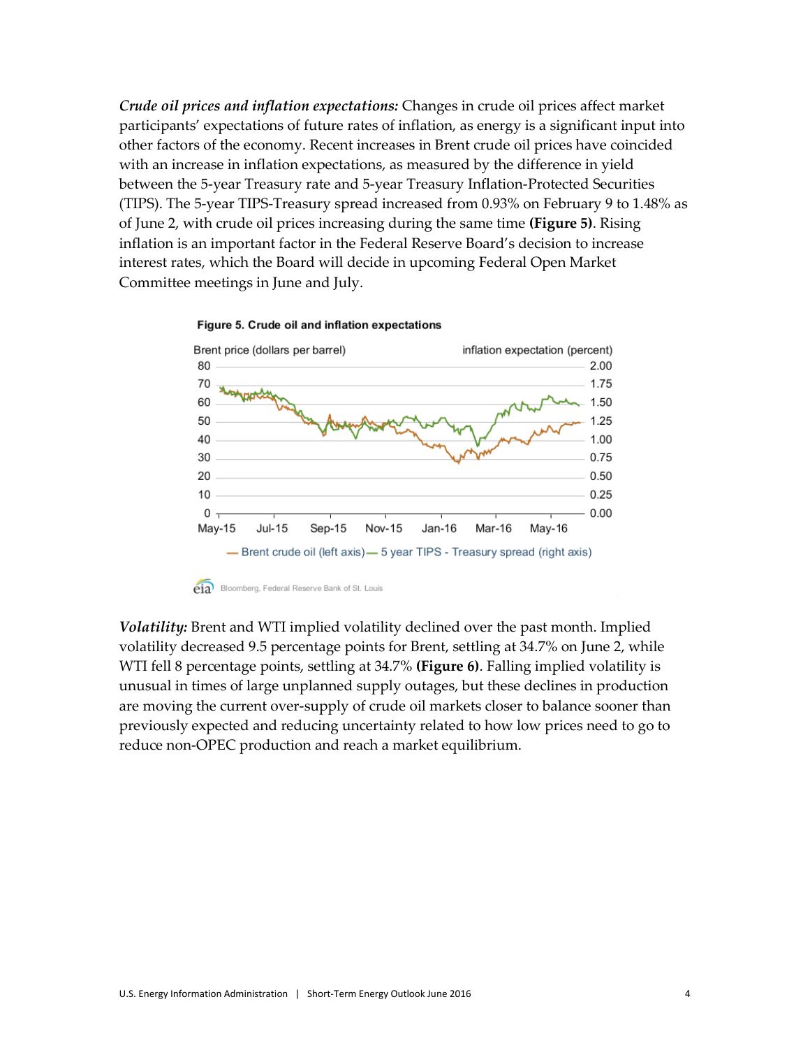***Crude oil prices and inflation expectations:*** Changes in crude oil prices affect market participants' expectations of future rates of inflation, as energy is a significant input into other factors of the economy. Recent increases in Brent crude oil prices have coincided with an increase in inflation expectations, as measured by the difference in yield between the 5-year Treasury rate and 5-year Treasury Inflation-Protected Securities (TIPS). The 5-year TIPS-Treasury spread increased from 0.93% on February 9 to 1.48% as of June 2, with crude oil prices increasing during the same time **(Figure 5)**. Rising inflation is an important factor in the Federal Reserve Board's decision to increase interest rates, which the Board will decide in upcoming Federal Open Market Committee meetings in June and July.

**Figure 5. Crude oil and inflation expectations**

Bloomberg, Federal Reserve Bank of St. Louis

***Volatility:*** Brent and WTI implied volatility declined over the past month. Implied volatility decreased 9.5 percentage points for Brent, settling at 34.7% on June 2, while WTI fell 8 percentage points, settling at 34.7% **(Figure 6)**. Falling implied volatility is unusual in times of large unplanned supply outages, but these declines in production are moving the current over-supply of crude oil markets closer to balance sooner than previously expected and reducing uncertainty related to how low prices need to go to reduce non-OPEC production and reach a market equilibrium.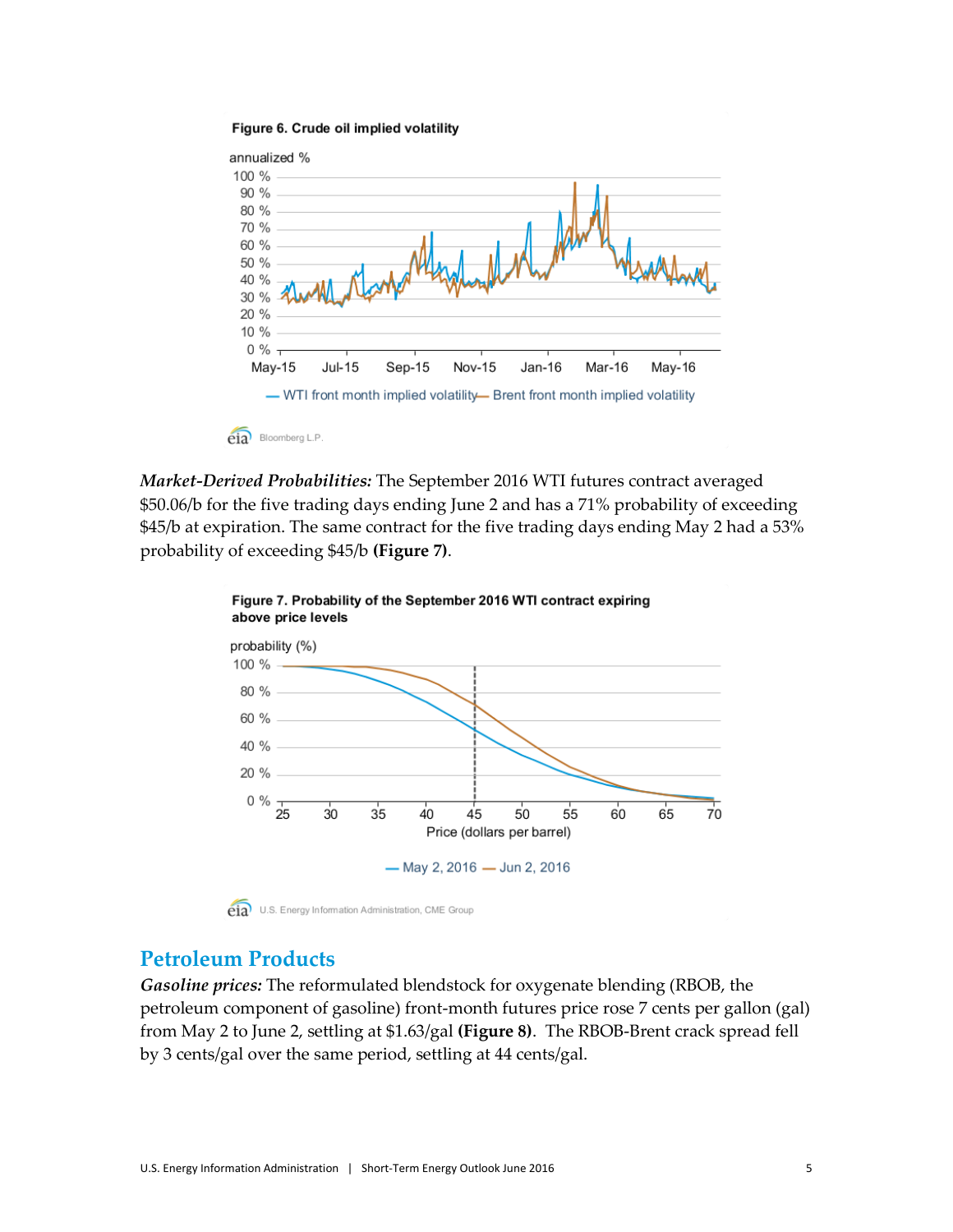**Figure 6. Crude oil implied volatility**

*Market-Derived Probabilities:* The September 2016 WTI futures contract averaged $50.06/b for the five trading days ending June 2 and has a 71% probability of exceeding $45/b at expiration. The same contract for the five trading days ending May 2 had a 53% probability of exceeding $45/b **(Figure 7)**.

**Figure 7. Probability of the September 2016 WTI contract expiring above price levels**

## Petroleum Products

*Gasoline prices:* The reformulated blendstock for oxygenate blending (RBOB, the petroleum component of gasoline) front-month futures price rose 7 cents per gallon (gal) from May 2 to June 2, settling at $1.63/gal **(Figure 8)**. The RBOB-Brent crack spread fell by 3 cents/gal over the same period, settling at 44 cents/gal.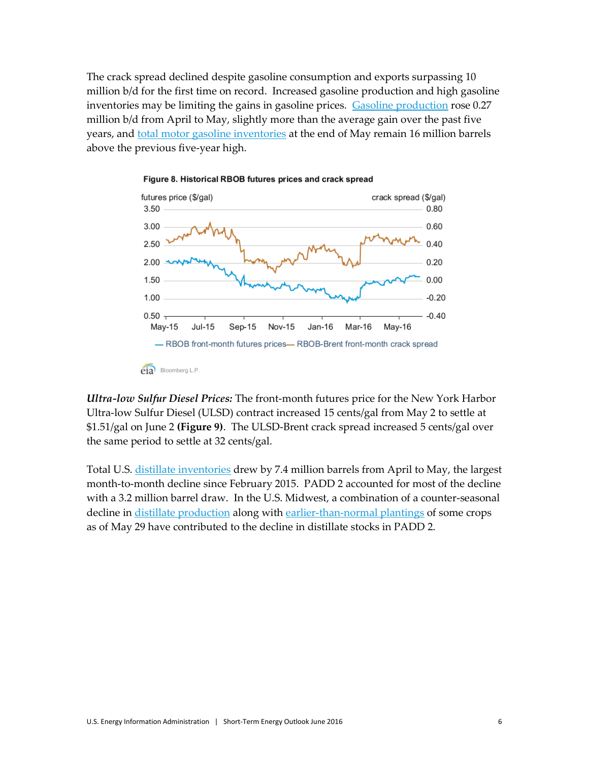The crack spread declined despite gasoline consumption and exports surpassing 10 million b/d for the first time on record. Increased gasoline production and high gasoline inventories may be limiting the gains in gasoline prices. Gasoline production rose 0.27 million b/d from April to May, slightly more than the average gain over the past five years, and total motor gasoline inventories at the end of May remain 16 million barrels above the previous five-year high.

**Figure 8. Historical RBOB futures prices and crack spread**

***Ultra-low Sulfur Diesel Prices:*** The front-month futures price for the New York Harbor Ultra-low Sulfur Diesel (ULSD) contract increased 15 cents/gal from May 2 to settle at $1.51/gal on June 2 **(Figure 9)**. The ULSD-Brent crack spread increased 5 cents/gal over the same period to settle at 32 cents/gal.

Total U.S. distillate inventories drew by 7.4 million barrels from April to May, the largest month-to-month decline since February 2015. PADD 2 accounted for most of the decline with a 3.2 million barrel draw. In the U.S. Midwest, a combination of a counter-seasonal decline in distillate production along with earlier-than-normal plantings of some crops as of May 29 have contributed to the decline in distillate stocks in PADD 2.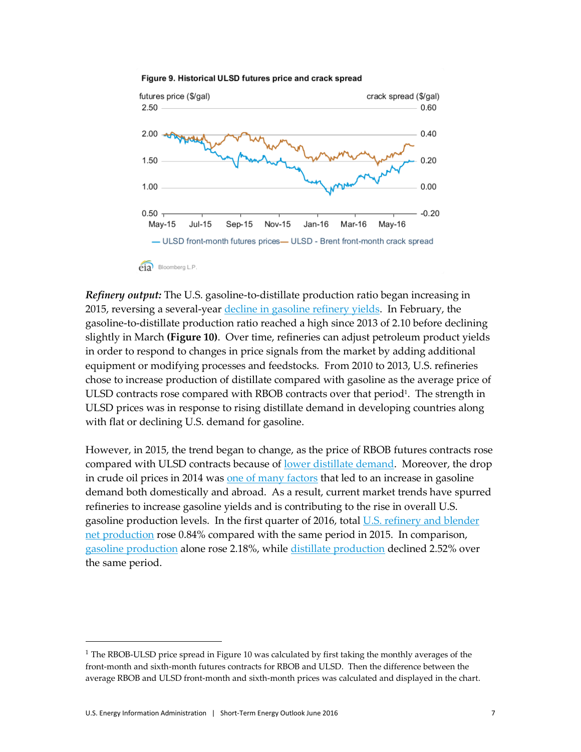**Figure 9. Historical ULSD futures price and crack spread**

*Refinery output:* The U.S. gasoline-to-distillate production ratio began increasing in 2015, reversing a several-year decline in gasoline refinery yields. In February, the gasoline-to-distillate production ratio reached a high since 2013 of 2.10 before declining slightly in March **(Figure 10)**. Over time, refineries can adjust petroleum product yields in order to respond to changes in price signals from the market by adding additional equipment or modifying processes and feedstocks. From 2010 to 2013, U.S. refineries chose to increase production of distillate compared with gasoline as the average price of ULSD contracts rose compared with RBOB contracts over that period[1]. The strength in ULSD prices was in response to rising distillate demand in developing countries along with flat or declining U.S. demand for gasoline.

However, in 2015, the trend began to change, as the price of RBOB futures contracts rose compared with ULSD contracts because of lower distillate demand. Moreover, the drop in crude oil prices in 2014 was one of many factors that led to an increase in gasoline demand both domestically and abroad. As a result, current market trends have spurred refineries to increase gasoline yields and is contributing to the rise in overall U.S. gasoline production levels. In the first quarter of 2016, total U.S. refinery and blender net production rose 0.84% compared with the same period in 2015. In comparison, gasoline production alone rose 2.18%, while distillate production declined 2.52% over the same period.

[1] The RBOB-ULSD price spread in Figure 10 was calculated by first taking the monthly averages of the front-month and sixth-month futures contracts for RBOB and ULSD. Then the difference between the average RBOB and ULSD front-month and sixth-month prices was calculated and displayed in the chart.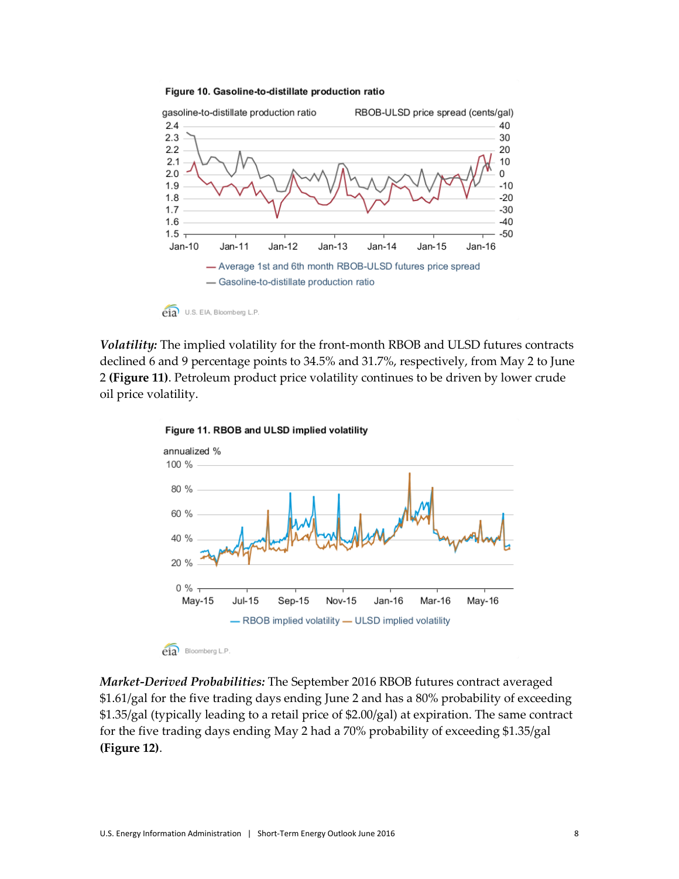**Figure 10. Gasoline-to-distillate production ratio**

*Volatility:* The implied volatility for the front-month RBOB and ULSD futures contracts declined 6 and 9 percentage points to 34.5% and 31.7%, respectively, from May 2 to June 2 **(Figure 11)**. Petroleum product price volatility continues to be driven by lower crude oil price volatility.

**Figure 11. RBOB and ULSD implied volatility**

*Market-Derived Probabilities:* The September 2016 RBOB futures contract averaged $1.61/gal for the five trading days ending June 2 and has a 80% probability of exceeding $1.35/gal (typically leading to a retail price of $2.00/gal) at expiration. The same contract for the five trading days ending May 2 had a 70% probability of exceeding $1.35/gal **(Figure 12)**.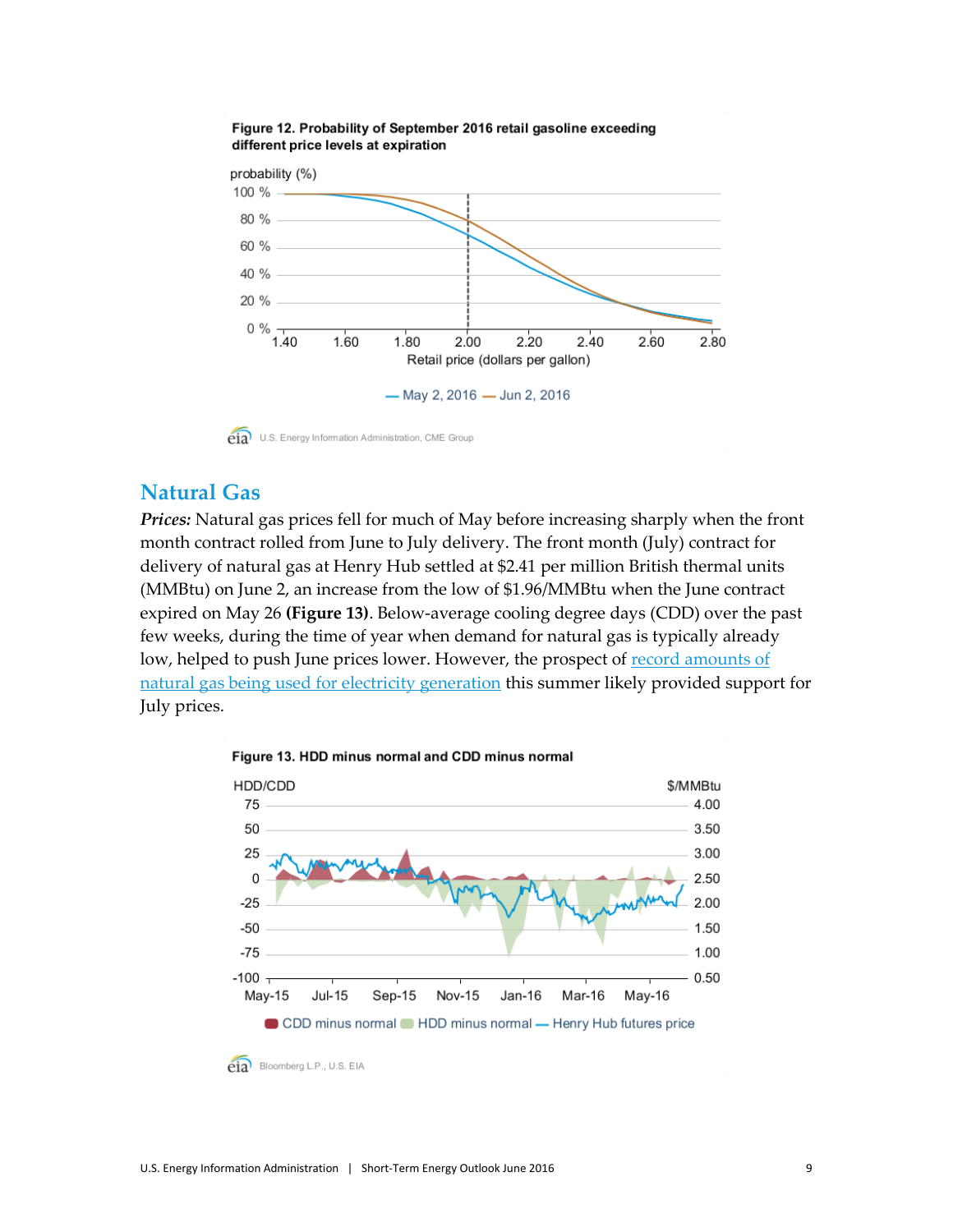**Figure 12. Probability of September 2016 retail gasoline exceeding different price levels at expiration**

U.S. Energy Information Administration, CME Group

## Natural Gas

***Prices:*** Natural gas prices fell for much of May before increasing sharply when the front month contract rolled from June to July delivery. The front month (July) contract for delivery of natural gas at Henry Hub settled at $2.41 per million British thermal units (MMBtu) on June 2, an increase from the low of $1.96/MMBtu when the June contract expired on May 26 **(Figure 13)**. Below-average cooling degree days (CDD) over the past few weeks, during the time of year when demand for natural gas is typically already low, helped to push June prices lower. However, the prospect of record amounts of natural gas being used for electricity generation this summer likely provided support for July prices.

**Figure 13. HDD minus normal and CDD minus normal**

Bloomberg L.P., U.S. EIA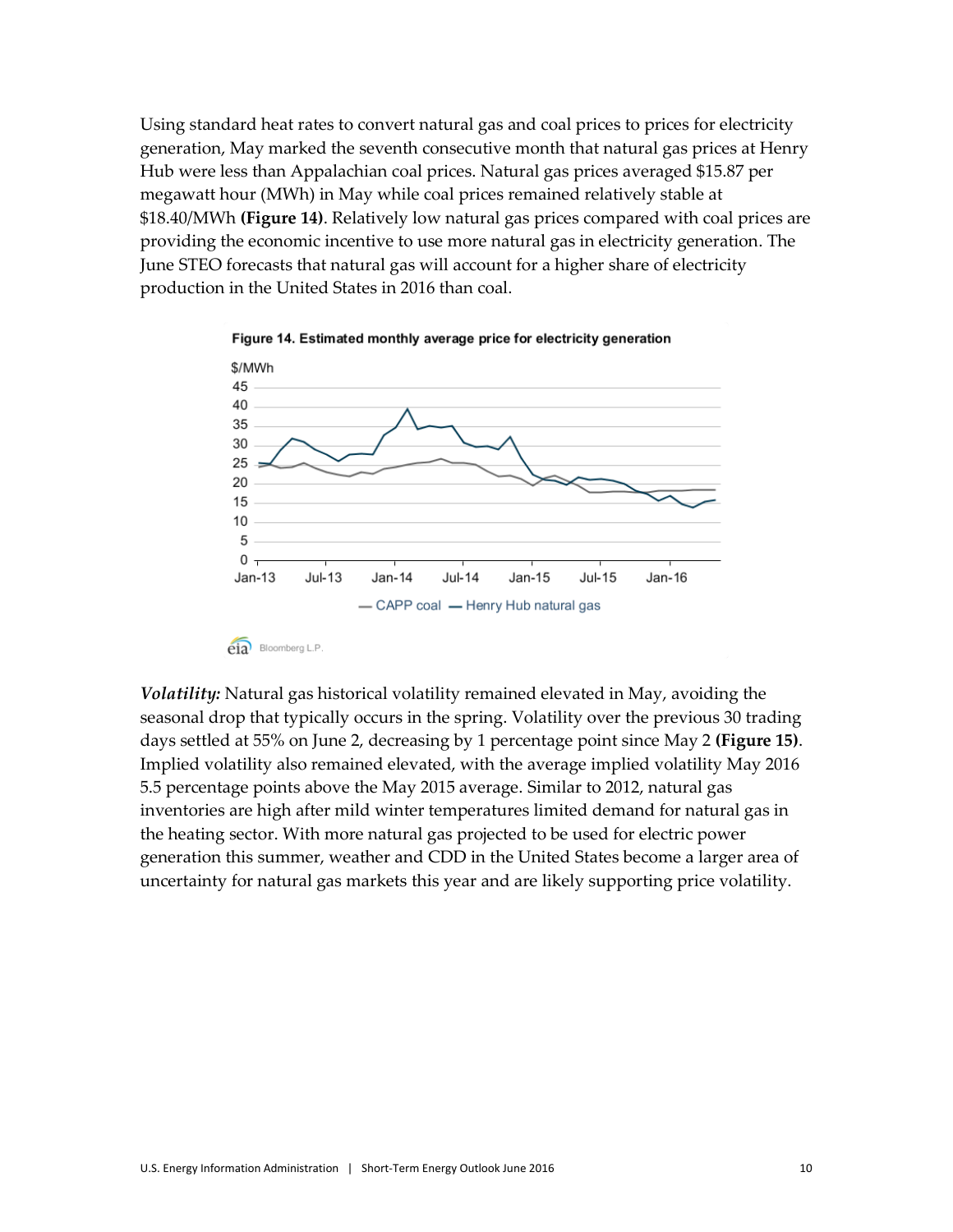Using standard heat rates to convert natural gas and coal prices to prices for electricity generation, May marked the seventh consecutive month that natural gas prices at Henry Hub were less than Appalachian coal prices. Natural gas prices averaged $15.87 per megawatt hour (MWh) in May while coal prices remained relatively stable at $18.40/MWh **(Figure 14)**. Relatively low natural gas prices compared with coal prices are providing the economic incentive to use more natural gas in electricity generation. The June STEO forecasts that natural gas will account for a higher share of electricity production in the United States in 2016 than coal.

**Figure 14. Estimated monthly average price for electricity generation**

***Volatility:*** Natural gas historical volatility remained elevated in May, avoiding the seasonal drop that typically occurs in the spring. Volatility over the previous 30 trading days settled at 55% on June 2, decreasing by 1 percentage point since May 2 **(Figure 15)**. Implied volatility also remained elevated, with the average implied volatility May 2016 5.5 percentage points above the May 2015 average. Similar to 2012, natural gas inventories are high after mild winter temperatures limited demand for natural gas in the heating sector. With more natural gas projected to be used for electric power generation this summer, weather and CDD in the United States become a larger area of uncertainty for natural gas markets this year and are likely supporting price volatility.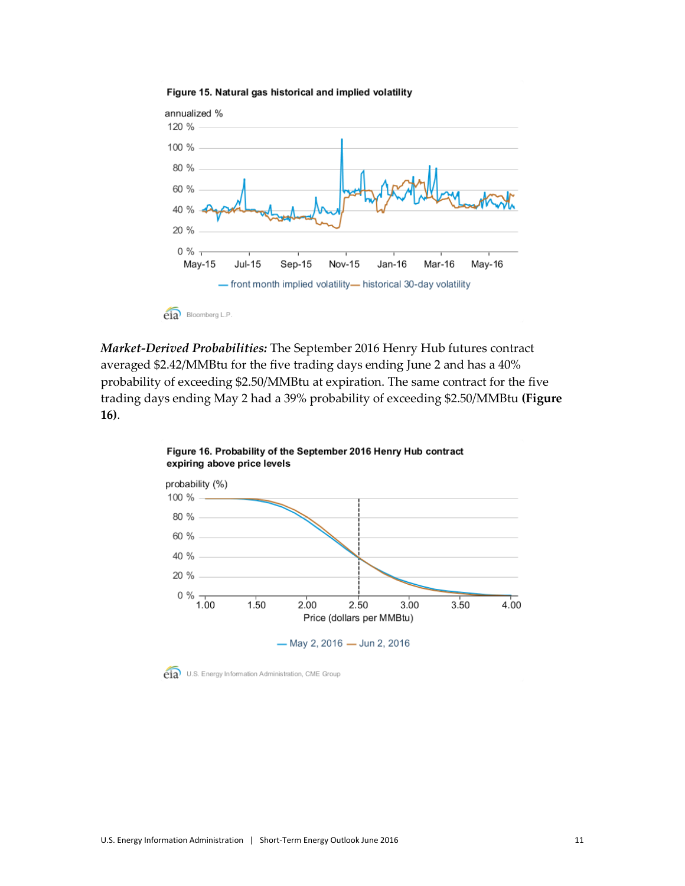**Figure 15. Natural gas historical and implied volatility**

annualized %

120 %
100 %
80 %
60 %
40 %
20 %
0 %

May-15 Jul-15 Sep-15 Nov-15 Jan-16 Mar-16 May-16

— front month implied volatility — historical 30-day volatility

Bloomberg L.P.

***Market-Derived Probabilities:*** The September 2016 Henry Hub futures contract averaged $2.42/MMBtu for the five trading days ending June 2 and has a 40% probability of exceeding $2.50/MMBtu at expiration. The same contract for the five trading days ending May 2 had a 39% probability of exceeding $2.50/MMBtu **(Figure 16)**.

**Figure 16. Probability of the September 2016 Henry Hub contract expiring above price levels**

probability (%)

100 %
80 %
60 %
40 %
20 %
0 %

1.00 1.50 2.00 2.50 3.00 3.50 4.00

Price (dollars per MMBtu)

— May 2, 2016 — Jun 2, 2016

U.S. Energy Information Administration, CME Group